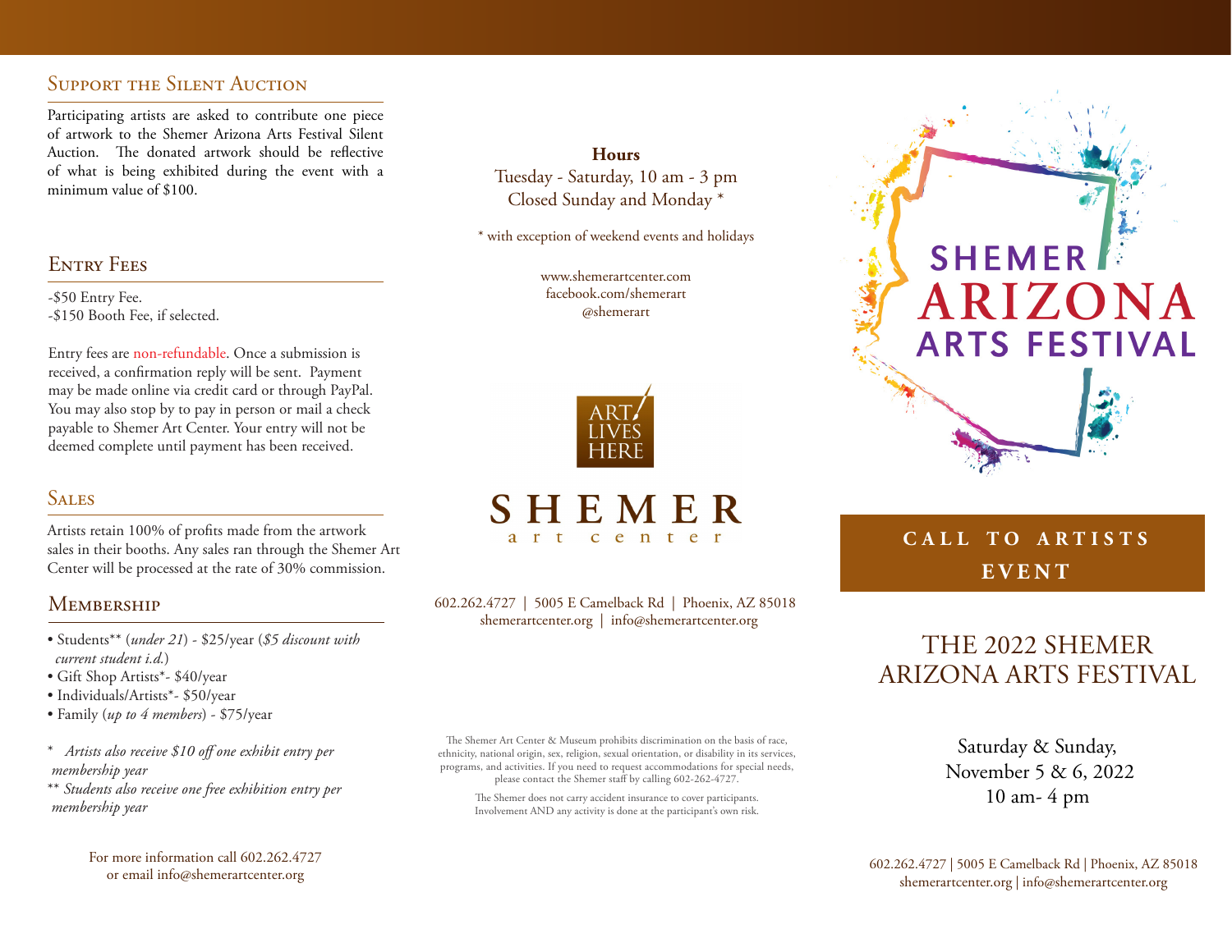## Support the Silent Auction

Participating artists are asked to contribute one piece of artwork to the Shemer Arizona Arts Festival Silent Auction. The donated artwork should be reflective of what is being exhibited during the event with a minimum value of $100.

## Entry Fees

-$50 Entry Fee.
-$150 Booth Fee, if selected.

Entry fees are non-refundable. Once a submission is received, a confirmation reply will be sent. Payment may be made online via credit card or through PayPal. You may also stop by to pay in person or mail a check payable to Shemer Art Center. Your entry will not be deemed complete until payment has been received.

## Sales

Artists retain 100% of profits made from the artwork sales in their booths. Any sales ran through the Shemer Art Center will be processed at the rate of 30% commission.

## Membership

- Students** (*under 21*) - $25/year (*$5 discount with current student i.d.*)
- Gift Shop Artists*- $40/year
- Individuals/Artists*- $50/year
- Family (*up to 4 members*) - $75/year

\* *Artists also receive $10 off one exhibit entry per membership year*
** *Students also receive one free exhibition entry per membership year*

For more information call 602.262.4727
or email info@shemerartcenter.org

**Hours**
Tuesday - Saturday, 10 am - 3 pm
Closed Sunday and Monday *

\* with exception of weekend events and holidays

www.shemerartcenter.com
facebook.com/shemerart
@shemerart

ART LIVES HERE

SHEMER
art center

602.262.4727 | 5005 E Camelback Rd | Phoenix, AZ 85018
shemerartcenter.org | info@shemerartcenter.org

The Shemer Art Center & Museum prohibits discrimination on the basis of race, ethnicity, national origin, sex, religion, sexual orientation, or disability in its services, programs, and activities. If you need to request accommodations for special needs, please contact the Shemer staff by calling 602-262-4727.

The Shemer does not carry accident insurance to cover participants. Involvement AND any activity is done at the participant's own risk.

SHEMER ARIZONA ARTS FESTIVAL

**CALL TO ARTISTS EVENT**

# THE 2022 SHEMER ARIZONA ARTS FESTIVAL

Saturday & Sunday,
November 5 & 6, 2022
10 am- 4 pm

602.262.4727 | 5005 E Camelback Rd | Phoenix, AZ 85018
shemerartcenter.org | info@shemerartcenter.org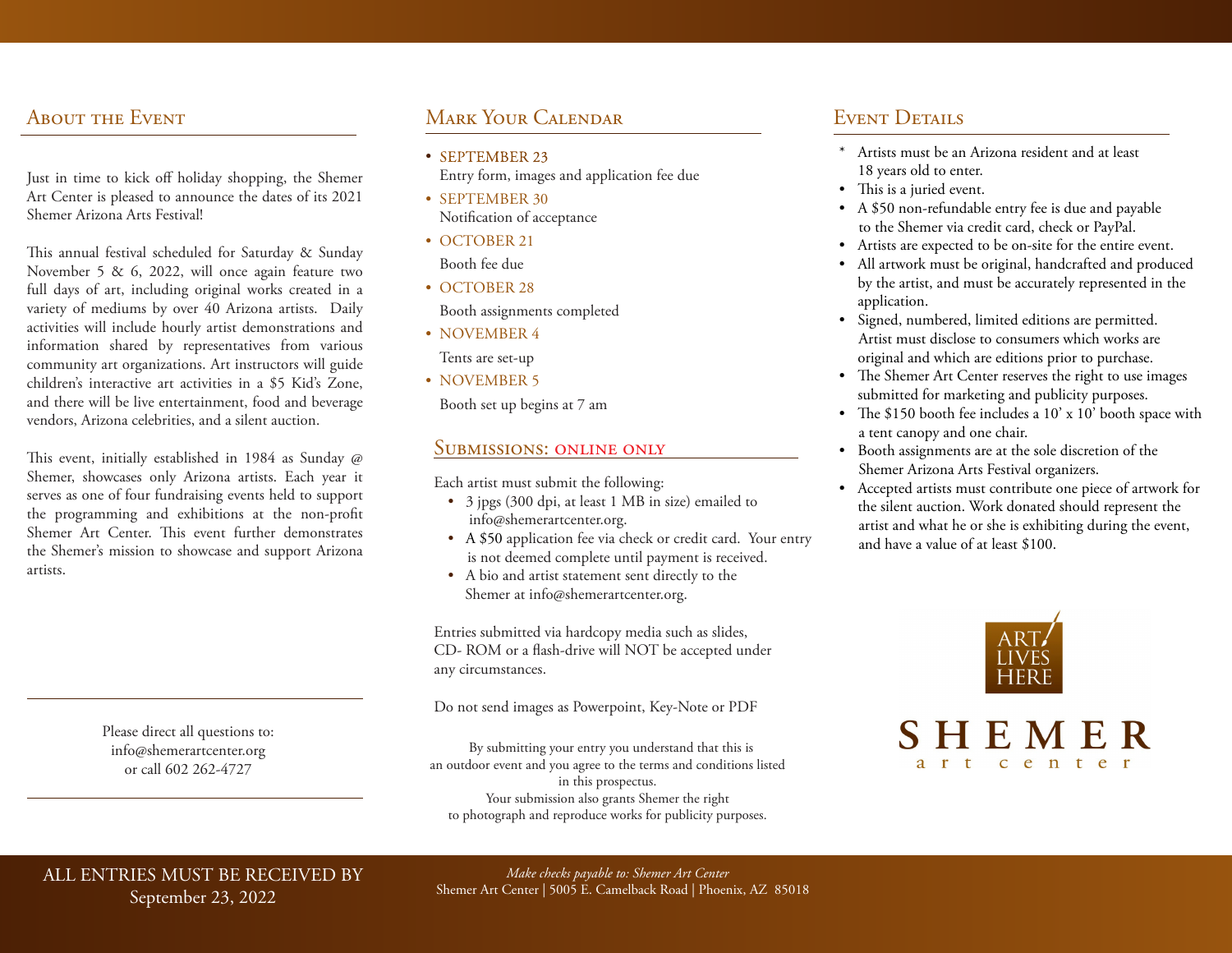## About the Event

Just in time to kick off holiday shopping, the Shemer Art Center is pleased to announce the dates of its 2021 Shemer Arizona Arts Festival!

This annual festival scheduled for Saturday & Sunday November 5 & 6, 2022, will once again feature two full days of art, including original works created in a variety of mediums by over 40 Arizona artists. Daily activities will include hourly artist demonstrations and information shared by representatives from various community art organizations. Art instructors will guide children's interactive art activities in a $5 Kid's Zone, and there will be live entertainment, food and beverage vendors, Arizona celebrities, and a silent auction.

This event, initially established in 1984 as Sunday @ Shemer, showcases only Arizona artists. Each year it serves as one of four fundraising events held to support the programming and exhibitions at the non-profit Shemer Art Center. This event further demonstrates the Shemer's mission to showcase and support Arizona artists.

Please direct all questions to:
info@shemerartcenter.org
or call 602 262-4727

## Mark Your Calendar

- SEPTEMBER 23
  Entry form, images and application fee due
- SEPTEMBER 30
  Notification of acceptance
- OCTOBER 21
  Booth fee due
- OCTOBER 28
  Booth assignments completed
- NOVEMBER 4
  Tents are set-up
- NOVEMBER 5
  Booth set up begins at 7 am

## Submissions: online only

Each artist must submit the following:

- 3 jpgs (300 dpi, at least 1 MB in size) emailed to info@shemerartcenter.org.
- A $50 application fee via check or credit card. Your entry is not deemed complete until payment is received.
- A bio and artist statement sent directly to the Shemer at info@shemerartcenter.org.

Entries submitted via hardcopy media such as slides, CD- ROM or a flash-drive will NOT be accepted under any circumstances.

Do not send images as Powerpoint, Key-Note or PDF

By submitting your entry you understand that this is an outdoor event and you agree to the terms and conditions listed in this prospectus.
Your submission also grants Shemer the right to photograph and reproduce works for publicity purposes.

## Event Details

- * Artists must be an Arizona resident and at least 18 years old to enter.
- This is a juried event.
- A $50 non-refundable entry fee is due and payable to the Shemer via credit card, check or PayPal.
- Artists are expected to be on-site for the entire event.
- All artwork must be original, handcrafted and produced by the artist, and must be accurately represented in the application.
- Signed, numbered, limited editions are permitted. Artist must disclose to consumers which works are original and which are editions prior to purchase.
- The Shemer Art Center reserves the right to use images submitted for marketing and publicity purposes.
- The $150 booth fee includes a 10' x 10' booth space with a tent canopy and one chair.
- Booth assignments are at the sole discretion of the Shemer Arizona Arts Festival organizers.
- Accepted artists must contribute one piece of artwork for the silent auction. Work donated should represent the artist and what he or she is exhibiting during the event, and have a value of at least $100.

ART LIVES HERE

SHEMER
art center

ALL ENTRIES MUST BE RECEIVED BY
September 23, 2022

*Make checks payable to: Shemer Art Center*
Shemer Art Center | 5005 E. Camelback Road | Phoenix, AZ 85018